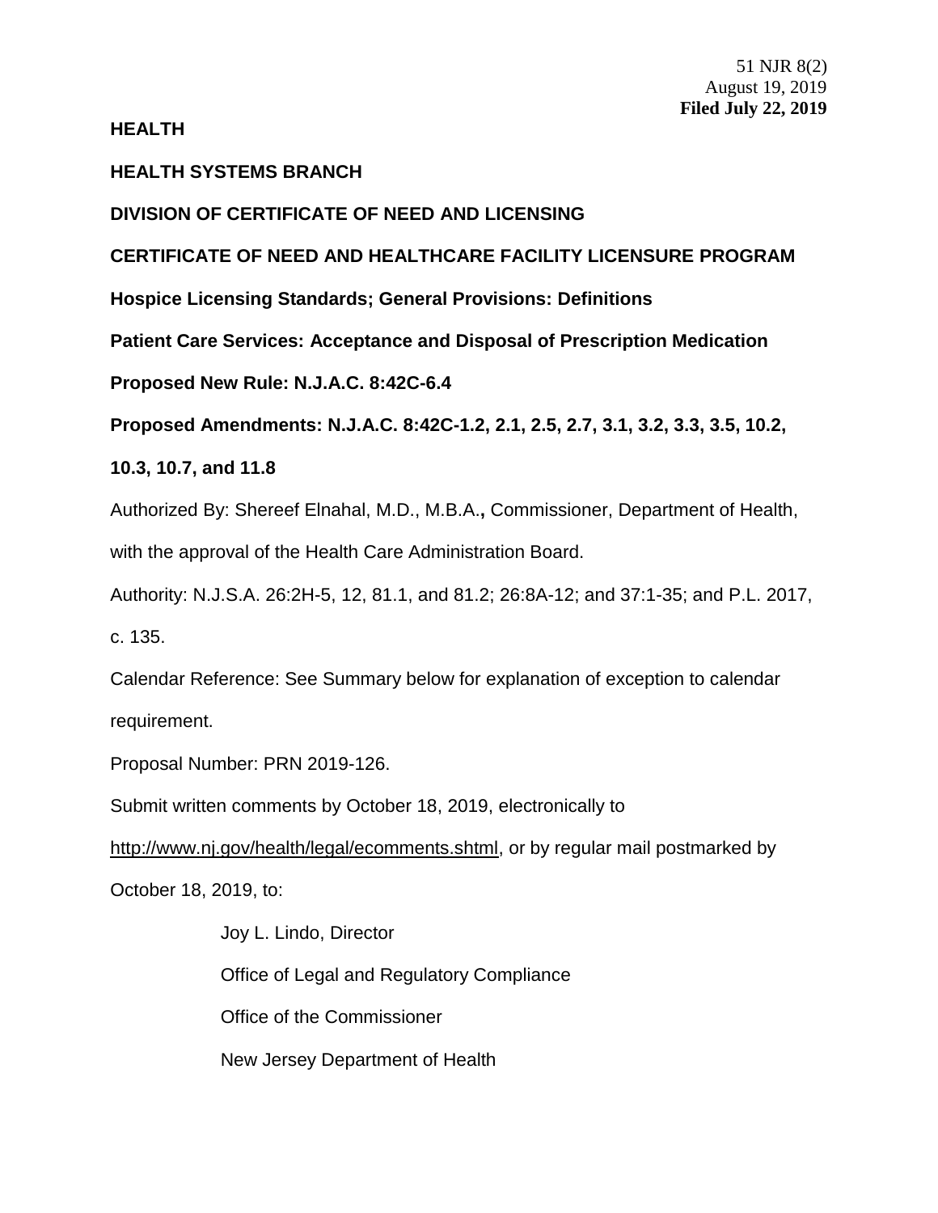51 NJR 8(2)
August 19, 2019
**Filed July 22, 2019**

**HEALTH**

**HEALTH SYSTEMS BRANCH**

**DIVISION OF CERTIFICATE OF NEED AND LICENSING**

**CERTIFICATE OF NEED AND HEALTHCARE FACILITY LICENSURE PROGRAM**

**Hospice Licensing Standards; General Provisions: Definitions**

**Patient Care Services: Acceptance and Disposal of Prescription Medication**

**Proposed New Rule: N.J.A.C. 8:42C-6.4**

**Proposed Amendments: N.J.A.C. 8:42C-1.2, 2.1, 2.5, 2.7, 3.1, 3.2, 3.3, 3.5, 10.2, 10.3, 10.7, and 11.8**

Authorized By: Shereef Elnahal, M.D., M.B.A.**,** Commissioner, Department of Health, with the approval of the Health Care Administration Board.

Authority: N.J.S.A. 26:2H-5, 12, 81.1, and 81.2; 26:8A-12; and 37:1-35; and P.L. 2017, c. 135.

Calendar Reference: See Summary below for explanation of exception to calendar requirement.

Proposal Number: PRN 2019-126.

Submit written comments by October 18, 2019, electronically to http://www.nj.gov/health/legal/ecomments.shtml, or by regular mail postmarked by October 18, 2019, to:

Joy L. Lindo, Director
Office of Legal and Regulatory Compliance
Office of the Commissioner
New Jersey Department of Health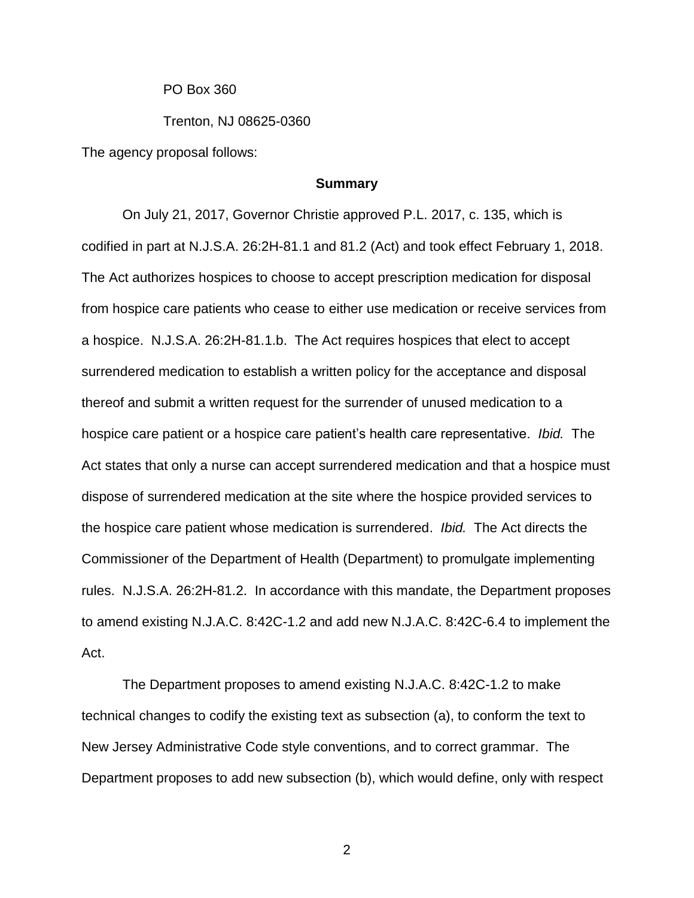PO Box 360

Trenton, NJ 08625-0360

The agency proposal follows:

**Summary**

On July 21, 2017, Governor Christie approved P.L. 2017, c. 135, which is codified in part at N.J.S.A. 26:2H-81.1 and 81.2 (Act) and took effect February 1, 2018. The Act authorizes hospices to choose to accept prescription medication for disposal from hospice care patients who cease to either use medication or receive services from a hospice. N.J.S.A. 26:2H-81.1.b. The Act requires hospices that elect to accept surrendered medication to establish a written policy for the acceptance and disposal thereof and submit a written request for the surrender of unused medication to a hospice care patient or a hospice care patient's health care representative. *Ibid.* The Act states that only a nurse can accept surrendered medication and that a hospice must dispose of surrendered medication at the site where the hospice provided services to the hospice care patient whose medication is surrendered. *Ibid.* The Act directs the Commissioner of the Department of Health (Department) to promulgate implementing rules. N.J.S.A. 26:2H-81.2. In accordance with this mandate, the Department proposes to amend existing N.J.A.C. 8:42C-1.2 and add new N.J.A.C. 8:42C-6.4 to implement the Act.

The Department proposes to amend existing N.J.A.C. 8:42C-1.2 to make technical changes to codify the existing text as subsection (a), to conform the text to New Jersey Administrative Code style conventions, and to correct grammar. The Department proposes to add new subsection (b), which would define, only with respect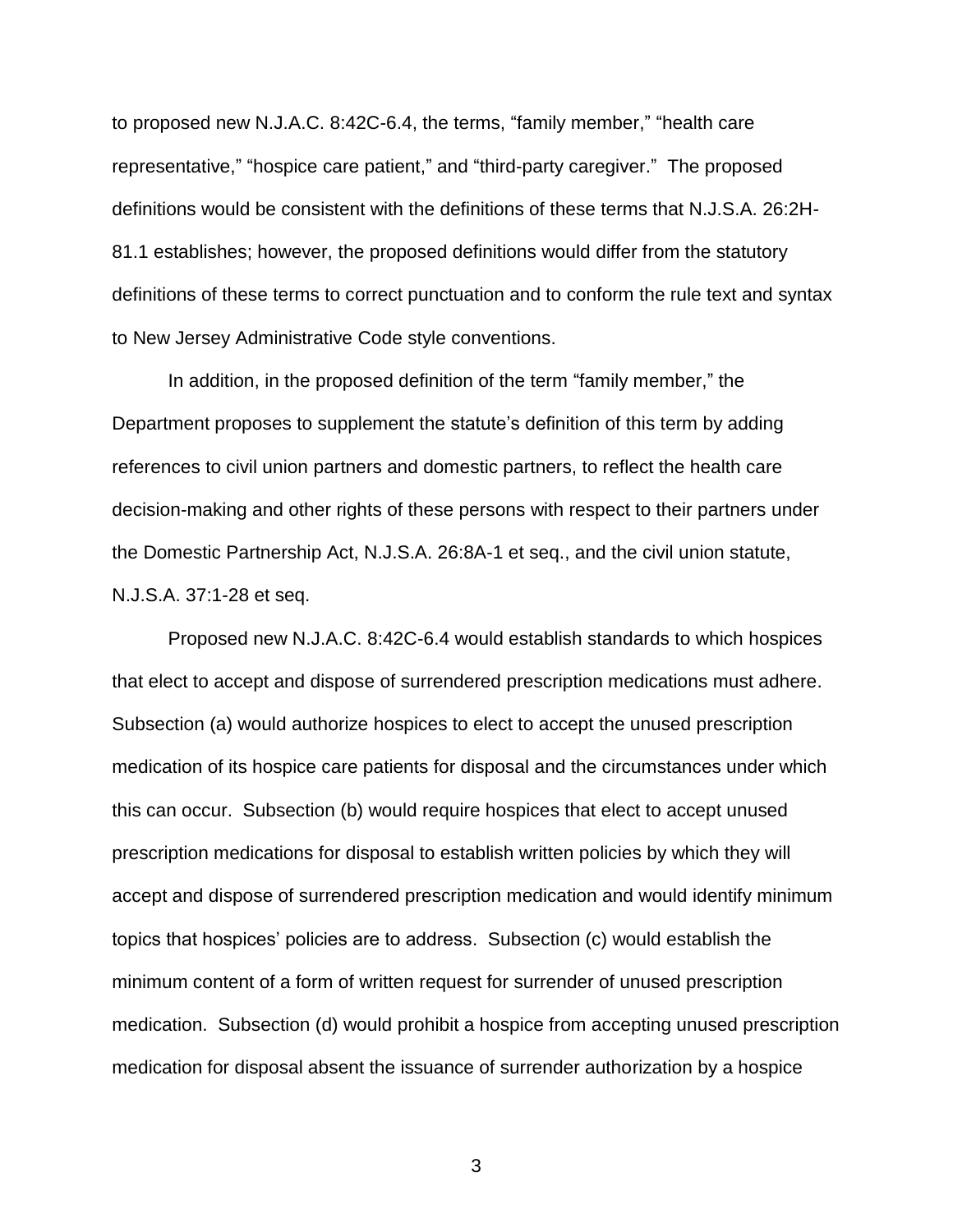to proposed new N.J.A.C. 8:42C-6.4, the terms, "family member," "health care representative," "hospice care patient," and "third-party caregiver." The proposed definitions would be consistent with the definitions of these terms that N.J.S.A. 26:2H-81.1 establishes; however, the proposed definitions would differ from the statutory definitions of these terms to correct punctuation and to conform the rule text and syntax to New Jersey Administrative Code style conventions.

In addition, in the proposed definition of the term "family member," the Department proposes to supplement the statute's definition of this term by adding references to civil union partners and domestic partners, to reflect the health care decision-making and other rights of these persons with respect to their partners under the Domestic Partnership Act, N.J.S.A. 26:8A-1 et seq., and the civil union statute, N.J.S.A. 37:1-28 et seq.

Proposed new N.J.A.C. 8:42C-6.4 would establish standards to which hospices that elect to accept and dispose of surrendered prescription medications must adhere. Subsection (a) would authorize hospices to elect to accept the unused prescription medication of its hospice care patients for disposal and the circumstances under which this can occur. Subsection (b) would require hospices that elect to accept unused prescription medications for disposal to establish written policies by which they will accept and dispose of surrendered prescription medication and would identify minimum topics that hospices' policies are to address. Subsection (c) would establish the minimum content of a form of written request for surrender of unused prescription medication. Subsection (d) would prohibit a hospice from accepting unused prescription medication for disposal absent the issuance of surrender authorization by a hospice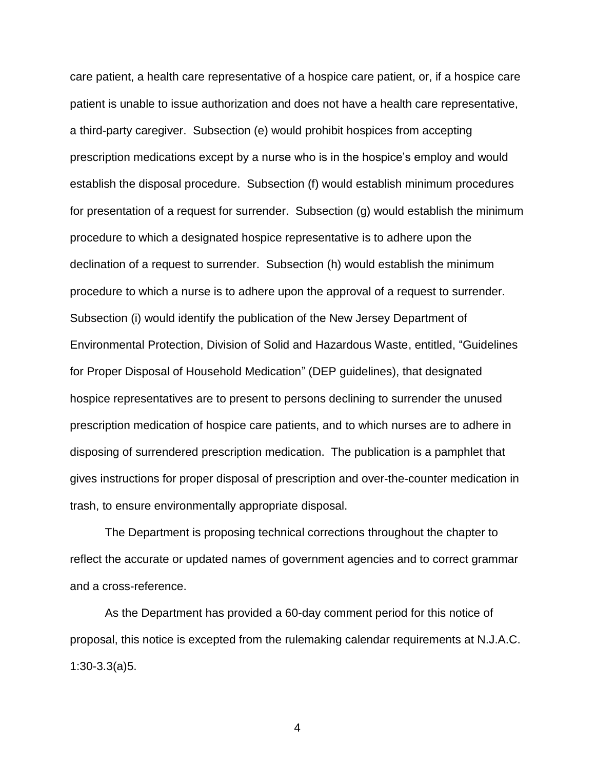care patient, a health care representative of a hospice care patient, or, if a hospice care patient is unable to issue authorization and does not have a health care representative, a third-party caregiver. Subsection (e) would prohibit hospices from accepting prescription medications except by a nurse who is in the hospice's employ and would establish the disposal procedure. Subsection (f) would establish minimum procedures for presentation of a request for surrender. Subsection (g) would establish the minimum procedure to which a designated hospice representative is to adhere upon the declination of a request to surrender. Subsection (h) would establish the minimum procedure to which a nurse is to adhere upon the approval of a request to surrender. Subsection (i) would identify the publication of the New Jersey Department of Environmental Protection, Division of Solid and Hazardous Waste, entitled, "Guidelines for Proper Disposal of Household Medication" (DEP guidelines), that designated hospice representatives are to present to persons declining to surrender the unused prescription medication of hospice care patients, and to which nurses are to adhere in disposing of surrendered prescription medication. The publication is a pamphlet that gives instructions for proper disposal of prescription and over-the-counter medication in trash, to ensure environmentally appropriate disposal.

The Department is proposing technical corrections throughout the chapter to reflect the accurate or updated names of government agencies and to correct grammar and a cross-reference.

As the Department has provided a 60-day comment period for this notice of proposal, this notice is excepted from the rulemaking calendar requirements at N.J.A.C. 1:30-3.3(a)5.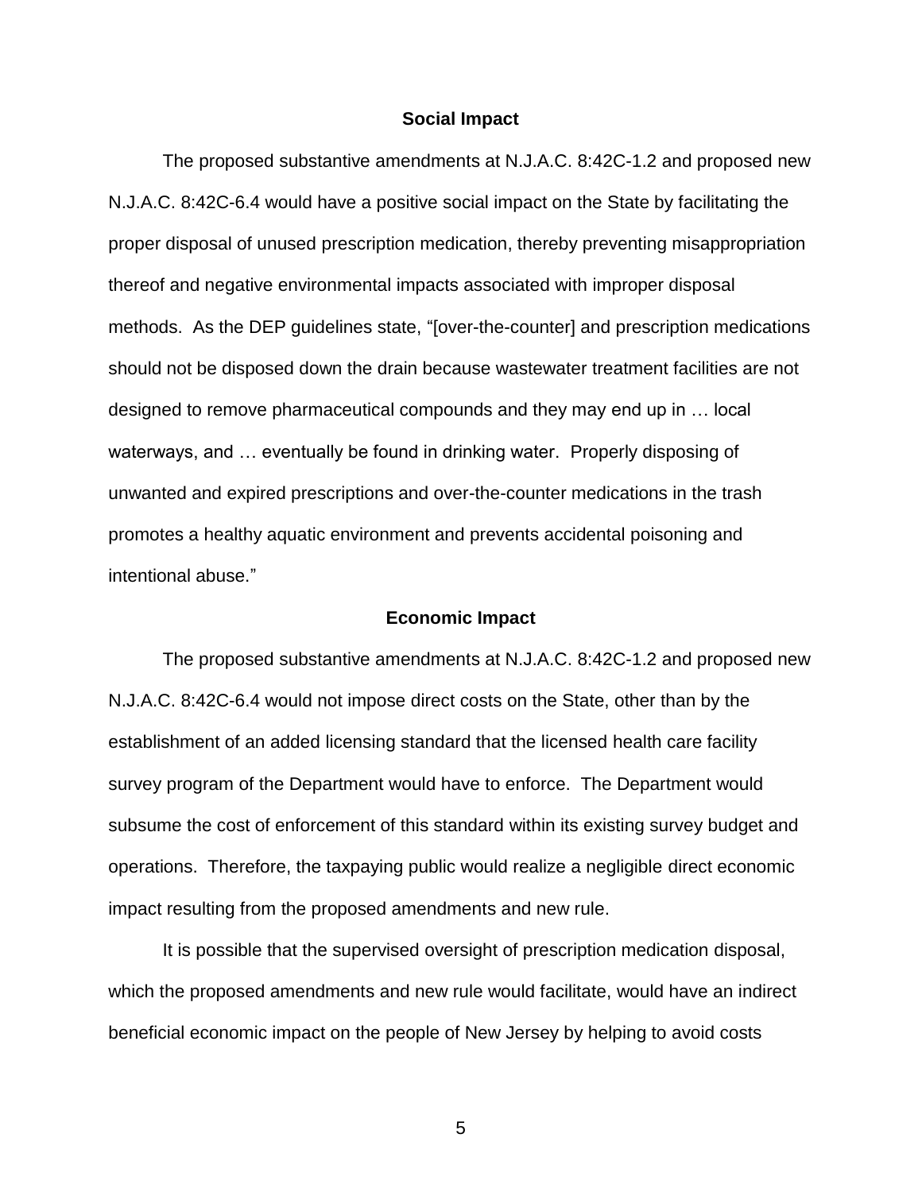### Social Impact

The proposed substantive amendments at N.J.A.C. 8:42C-1.2 and proposed new N.J.A.C. 8:42C-6.4 would have a positive social impact on the State by facilitating the proper disposal of unused prescription medication, thereby preventing misappropriation thereof and negative environmental impacts associated with improper disposal methods. As the DEP guidelines state, "[over-the-counter] and prescription medications should not be disposed down the drain because wastewater treatment facilities are not designed to remove pharmaceutical compounds and they may end up in … local waterways, and … eventually be found in drinking water. Properly disposing of unwanted and expired prescriptions and over-the-counter medications in the trash promotes a healthy aquatic environment and prevents accidental poisoning and intentional abuse."

### Economic Impact

The proposed substantive amendments at N.J.A.C. 8:42C-1.2 and proposed new N.J.A.C. 8:42C-6.4 would not impose direct costs on the State, other than by the establishment of an added licensing standard that the licensed health care facility survey program of the Department would have to enforce. The Department would subsume the cost of enforcement of this standard within its existing survey budget and operations. Therefore, the taxpaying public would realize a negligible direct economic impact resulting from the proposed amendments and new rule.

It is possible that the supervised oversight of prescription medication disposal, which the proposed amendments and new rule would facilitate, would have an indirect beneficial economic impact on the people of New Jersey by helping to avoid costs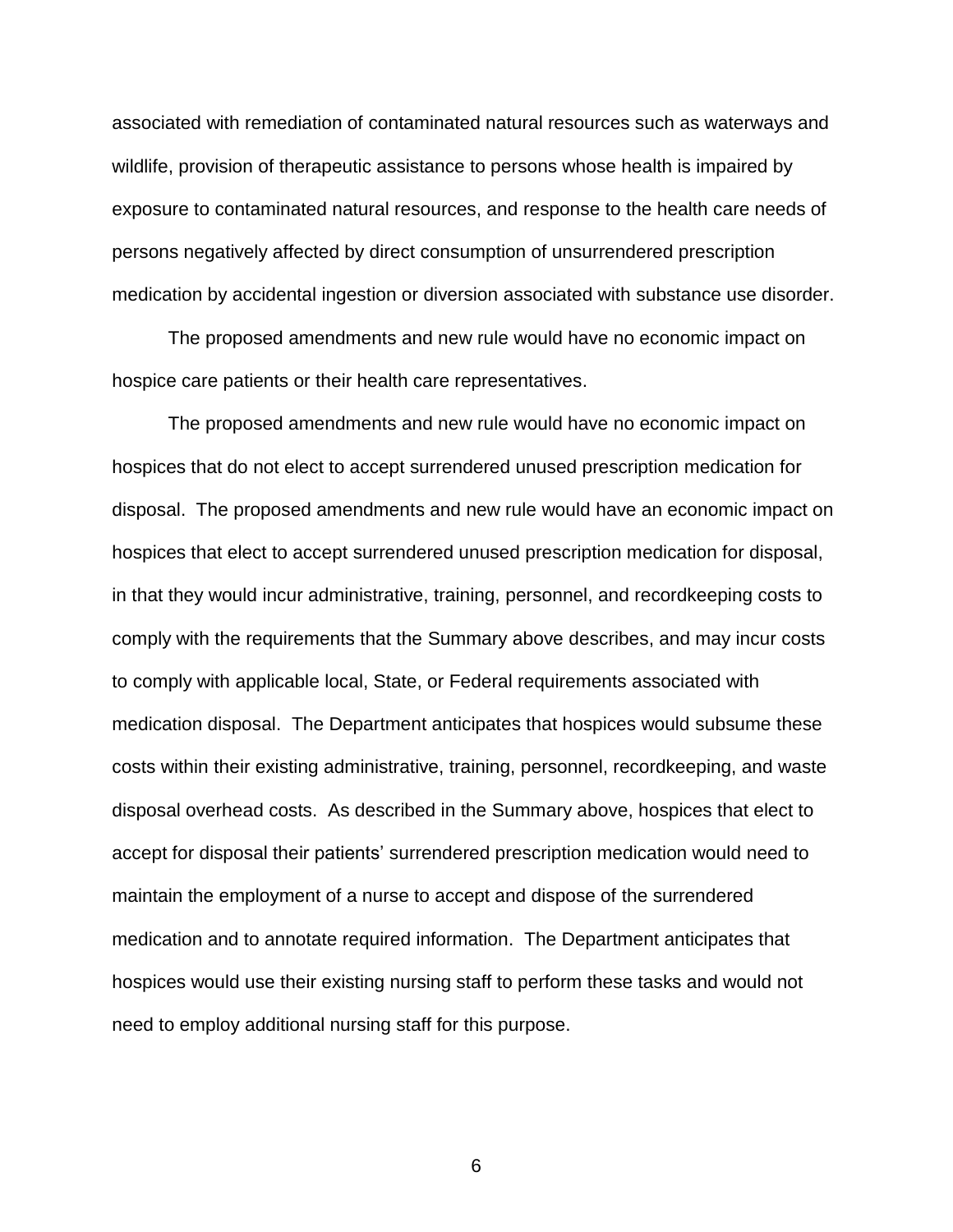associated with remediation of contaminated natural resources such as waterways and wildlife, provision of therapeutic assistance to persons whose health is impaired by exposure to contaminated natural resources, and response to the health care needs of persons negatively affected by direct consumption of unsurrendered prescription medication by accidental ingestion or diversion associated with substance use disorder.

The proposed amendments and new rule would have no economic impact on hospice care patients or their health care representatives.

The proposed amendments and new rule would have no economic impact on hospices that do not elect to accept surrendered unused prescription medication for disposal. The proposed amendments and new rule would have an economic impact on hospices that elect to accept surrendered unused prescription medication for disposal, in that they would incur administrative, training, personnel, and recordkeeping costs to comply with the requirements that the Summary above describes, and may incur costs to comply with applicable local, State, or Federal requirements associated with medication disposal. The Department anticipates that hospices would subsume these costs within their existing administrative, training, personnel, recordkeeping, and waste disposal overhead costs. As described in the Summary above, hospices that elect to accept for disposal their patients' surrendered prescription medication would need to maintain the employment of a nurse to accept and dispose of the surrendered medication and to annotate required information. The Department anticipates that hospices would use their existing nursing staff to perform these tasks and would not need to employ additional nursing staff for this purpose.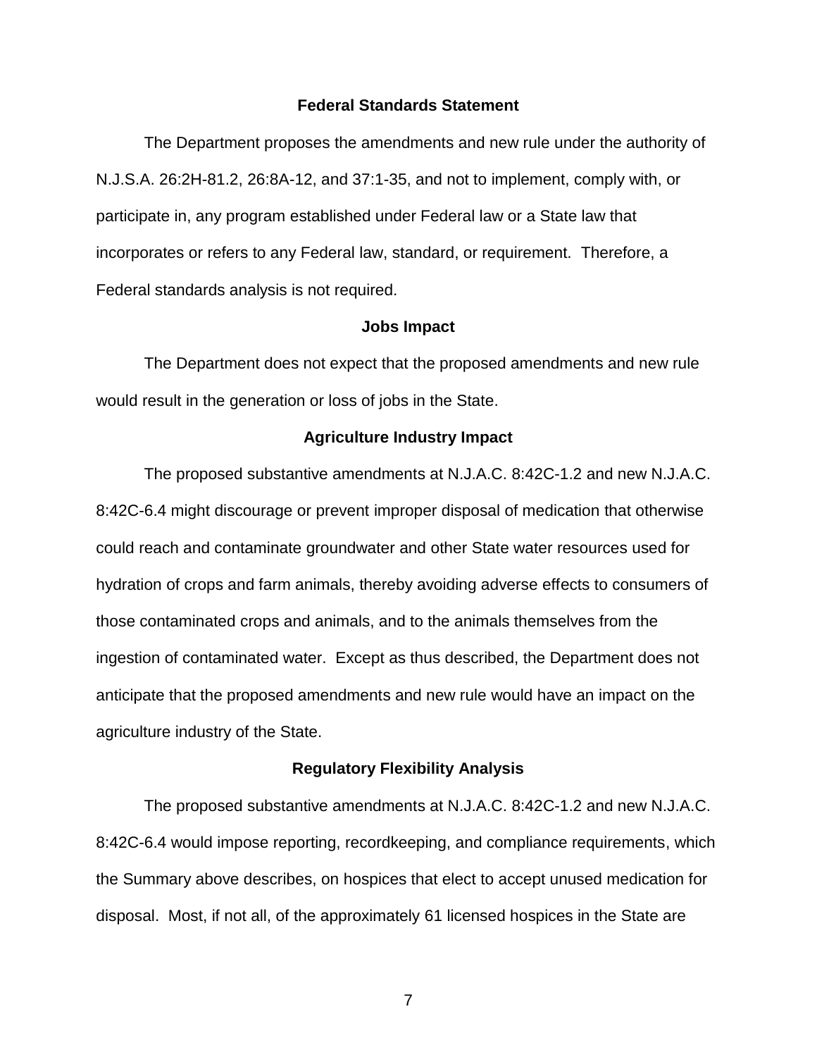## Federal Standards Statement

The Department proposes the amendments and new rule under the authority of N.J.S.A. 26:2H-81.2, 26:8A-12, and 37:1-35, and not to implement, comply with, or participate in, any program established under Federal law or a State law that incorporates or refers to any Federal law, standard, or requirement. Therefore, a Federal standards analysis is not required.

## Jobs Impact

The Department does not expect that the proposed amendments and new rule would result in the generation or loss of jobs in the State.

## Agriculture Industry Impact

The proposed substantive amendments at N.J.A.C. 8:42C-1.2 and new N.J.A.C. 8:42C-6.4 might discourage or prevent improper disposal of medication that otherwise could reach and contaminate groundwater and other State water resources used for hydration of crops and farm animals, thereby avoiding adverse effects to consumers of those contaminated crops and animals, and to the animals themselves from the ingestion of contaminated water. Except as thus described, the Department does not anticipate that the proposed amendments and new rule would have an impact on the agriculture industry of the State.

## Regulatory Flexibility Analysis

The proposed substantive amendments at N.J.A.C. 8:42C-1.2 and new N.J.A.C. 8:42C-6.4 would impose reporting, recordkeeping, and compliance requirements, which the Summary above describes, on hospices that elect to accept unused medication for disposal. Most, if not all, of the approximately 61 licensed hospices in the State are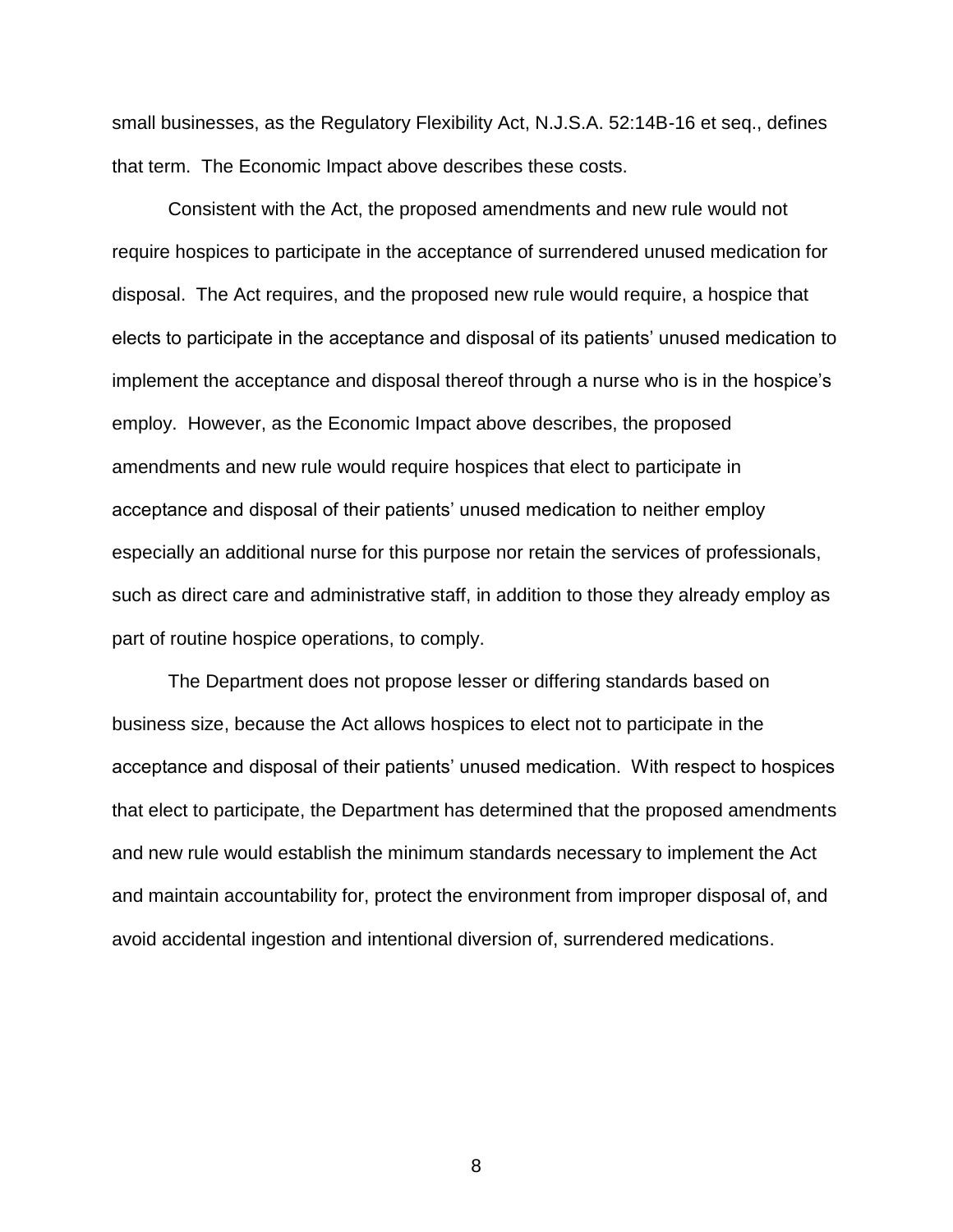small businesses, as the Regulatory Flexibility Act, N.J.S.A. 52:14B-16 et seq., defines that term. The Economic Impact above describes these costs.

Consistent with the Act, the proposed amendments and new rule would not require hospices to participate in the acceptance of surrendered unused medication for disposal. The Act requires, and the proposed new rule would require, a hospice that elects to participate in the acceptance and disposal of its patients' unused medication to implement the acceptance and disposal thereof through a nurse who is in the hospice's employ. However, as the Economic Impact above describes, the proposed amendments and new rule would require hospices that elect to participate in acceptance and disposal of their patients' unused medication to neither employ especially an additional nurse for this purpose nor retain the services of professionals, such as direct care and administrative staff, in addition to those they already employ as part of routine hospice operations, to comply.

The Department does not propose lesser or differing standards based on business size, because the Act allows hospices to elect not to participate in the acceptance and disposal of their patients' unused medication. With respect to hospices that elect to participate, the Department has determined that the proposed amendments and new rule would establish the minimum standards necessary to implement the Act and maintain accountability for, protect the environment from improper disposal of, and avoid accidental ingestion and intentional diversion of, surrendered medications.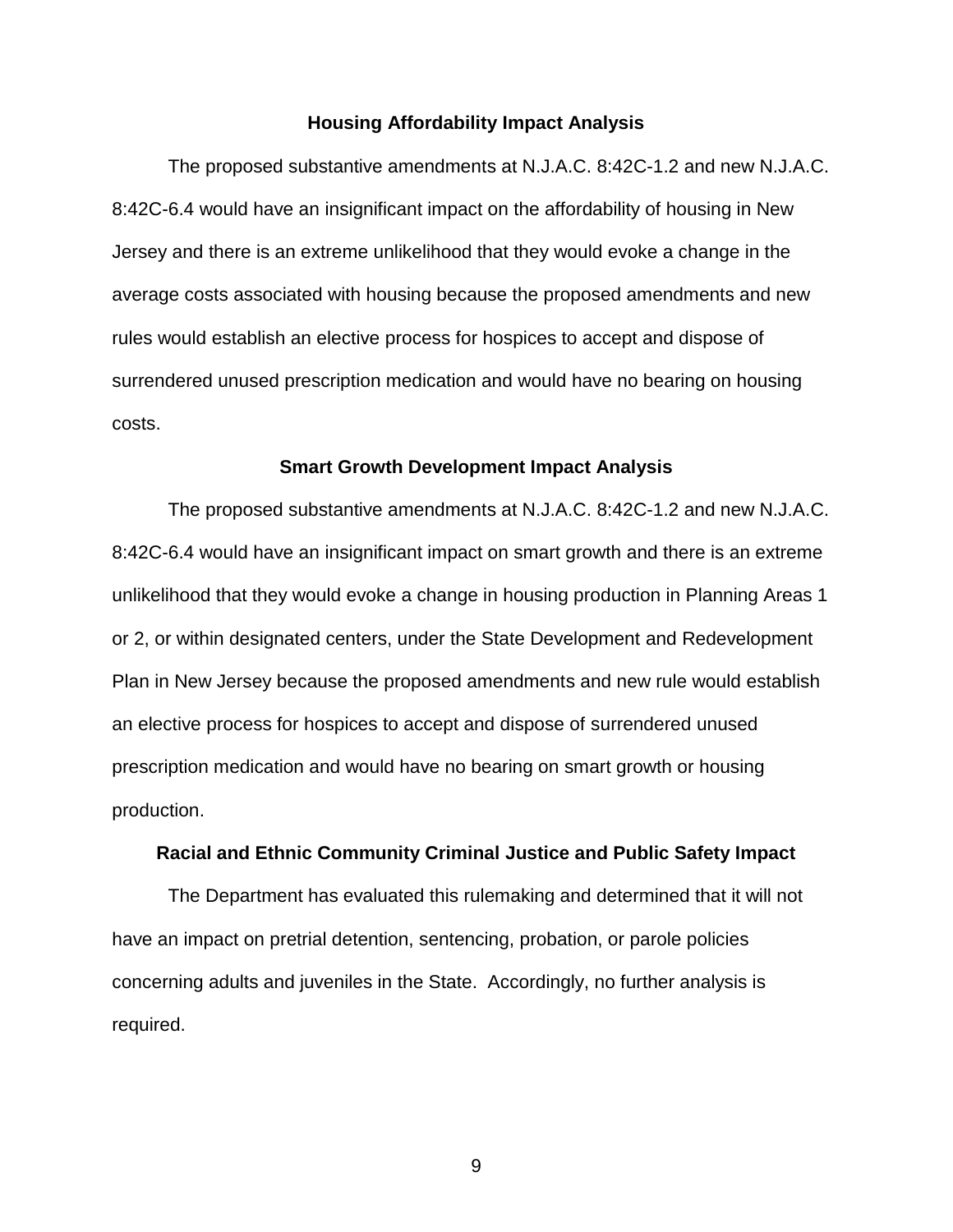## Housing Affordability Impact Analysis

The proposed substantive amendments at N.J.A.C. 8:42C-1.2 and new N.J.A.C. 8:42C-6.4 would have an insignificant impact on the affordability of housing in New Jersey and there is an extreme unlikelihood that they would evoke a change in the average costs associated with housing because the proposed amendments and new rules would establish an elective process for hospices to accept and dispose of surrendered unused prescription medication and would have no bearing on housing costs.

## Smart Growth Development Impact Analysis

The proposed substantive amendments at N.J.A.C. 8:42C-1.2 and new N.J.A.C. 8:42C-6.4 would have an insignificant impact on smart growth and there is an extreme unlikelihood that they would evoke a change in housing production in Planning Areas 1 or 2, or within designated centers, under the State Development and Redevelopment Plan in New Jersey because the proposed amendments and new rule would establish an elective process for hospices to accept and dispose of surrendered unused prescription medication and would have no bearing on smart growth or housing production.

## Racial and Ethnic Community Criminal Justice and Public Safety Impact

The Department has evaluated this rulemaking and determined that it will not have an impact on pretrial detention, sentencing, probation, or parole policies concerning adults and juveniles in the State. Accordingly, no further analysis is required.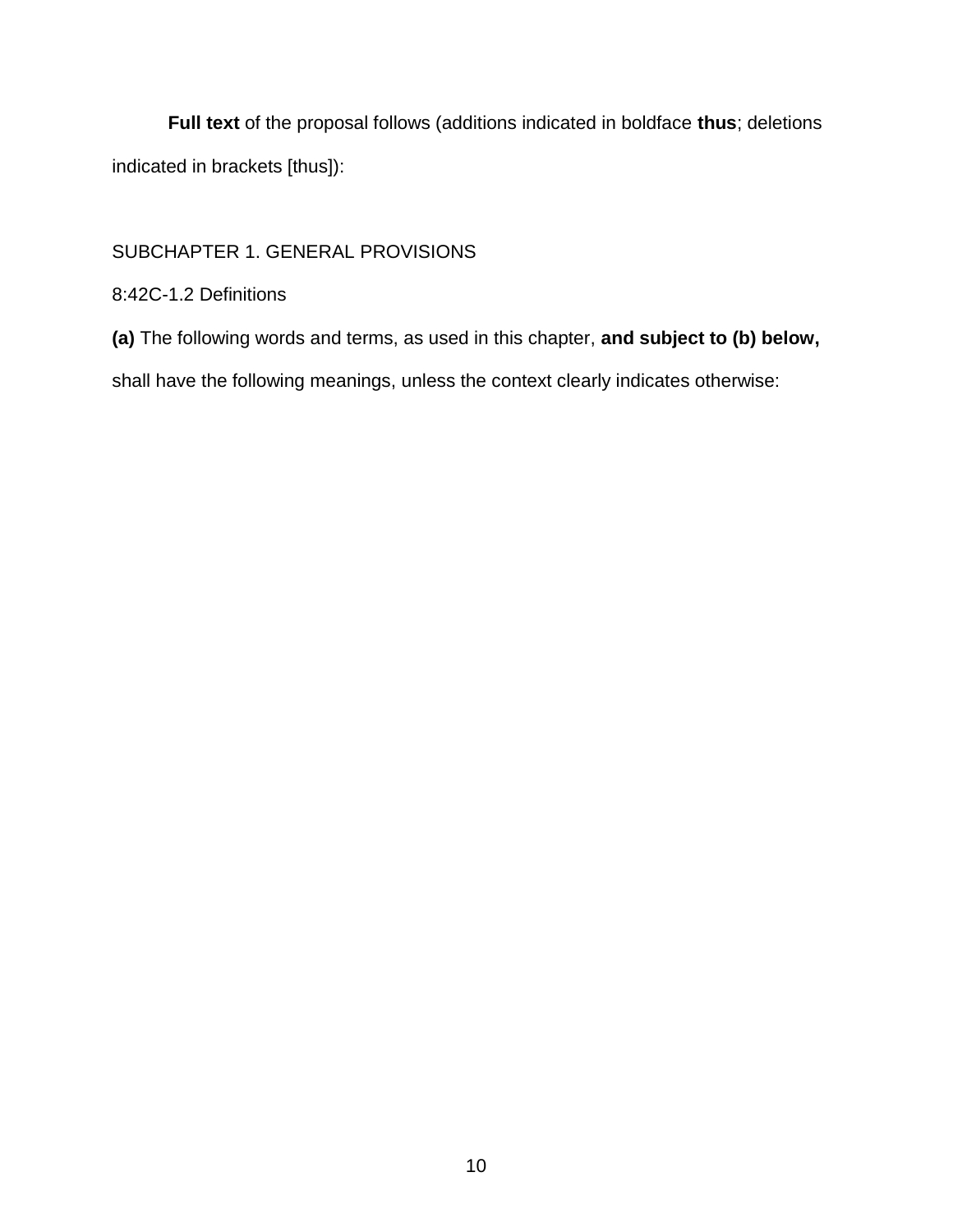**Full text** of the proposal follows (additions indicated in boldface **thus**; deletions indicated in brackets [thus]):

SUBCHAPTER 1. GENERAL PROVISIONS

8:42C-1.2 Definitions

**(a)** The following words and terms, as used in this chapter, **and subject to (b) below,** shall have the following meanings, unless the context clearly indicates otherwise: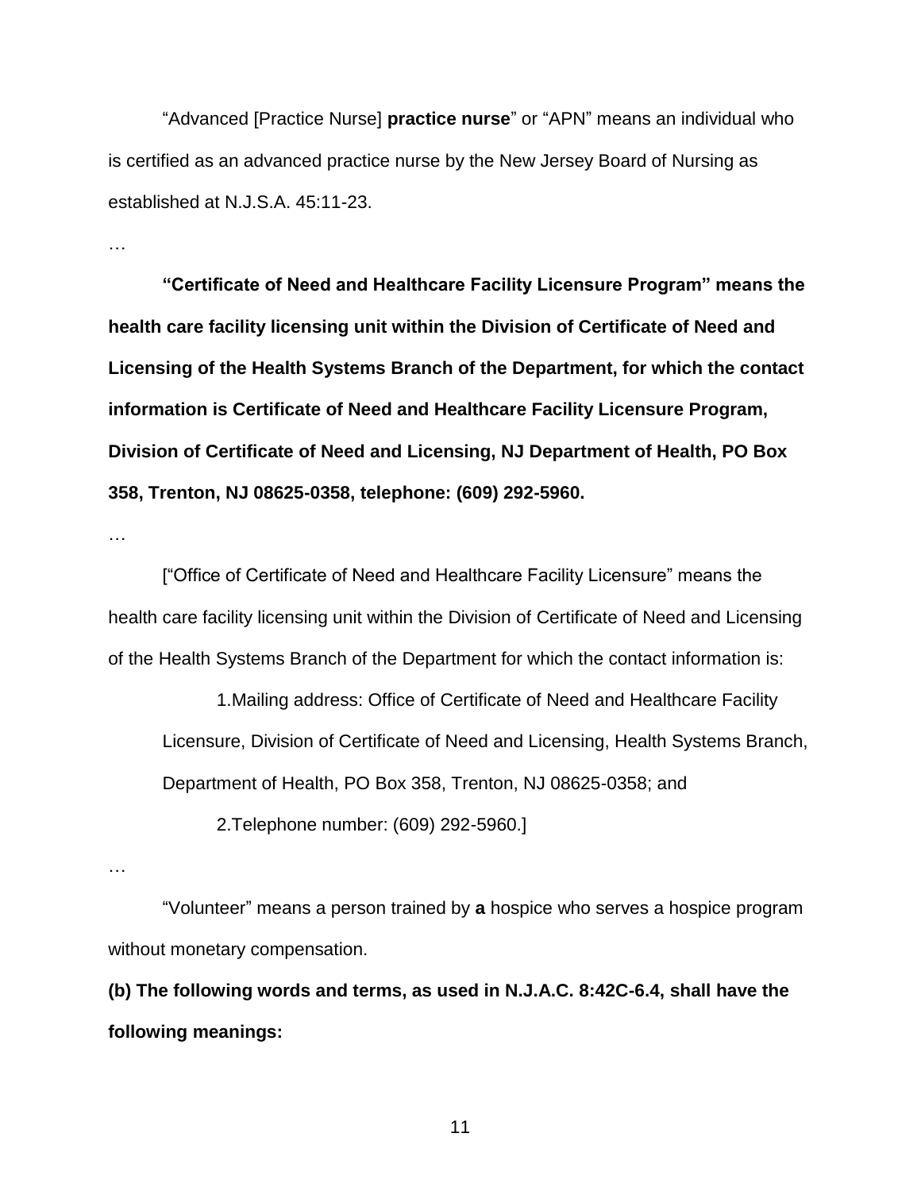"Advanced [Practice Nurse] **practice nurse**" or "APN" means an individual who is certified as an advanced practice nurse by the New Jersey Board of Nursing as established at N.J.S.A. 45:11-23.

…

**"Certificate of Need and Healthcare Facility Licensure Program" means the health care facility licensing unit within the Division of Certificate of Need and Licensing of the Health Systems Branch of the Department, for which the contact information is Certificate of Need and Healthcare Facility Licensure Program, Division of Certificate of Need and Licensing, NJ Department of Health, PO Box 358, Trenton, NJ 08625-0358, telephone: (609) 292-5960.**

…

["Office of Certificate of Need and Healthcare Facility Licensure" means the health care facility licensing unit within the Division of Certificate of Need and Licensing of the Health Systems Branch of the Department for which the contact information is:

1.Mailing address: Office of Certificate of Need and Healthcare Facility Licensure, Division of Certificate of Need and Licensing, Health Systems Branch, Department of Health, PO Box 358, Trenton, NJ 08625-0358; and

2.Telephone number: (609) 292-5960.]

…

"Volunteer" means a person trained by **a** hospice who serves a hospice program without monetary compensation.

**(b) The following words and terms, as used in N.J.A.C. 8:42C-6.4, shall have the following meanings:**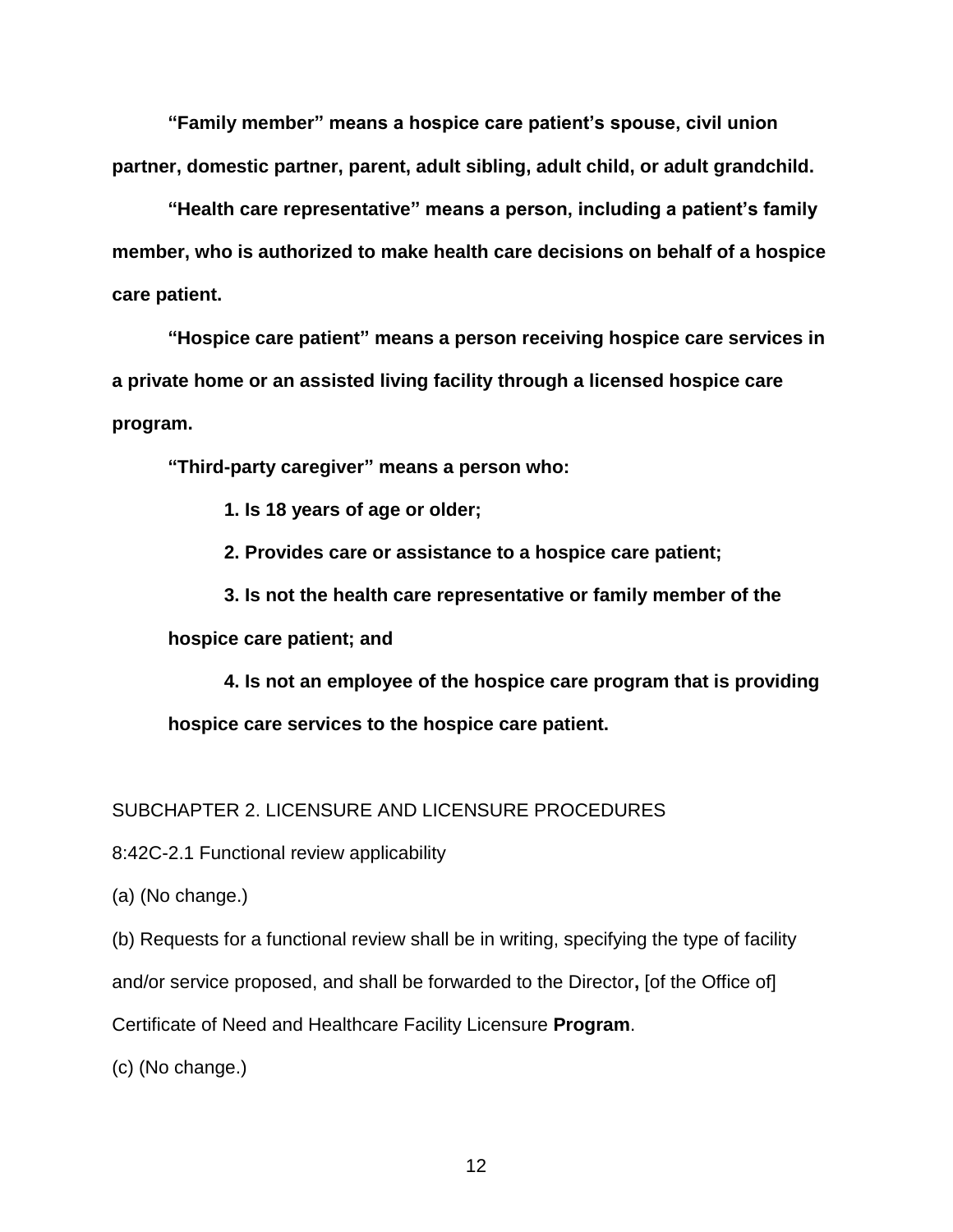**“Family member” means a hospice care patient’s spouse, civil union partner, domestic partner, parent, adult sibling, adult child, or adult grandchild.**

**“Health care representative” means a person, including a patient’s family member, who is authorized to make health care decisions on behalf of a hospice care patient.**

**“Hospice care patient” means a person receiving hospice care services in a private home or an assisted living facility through a licensed hospice care program.**

**“Third-party caregiver” means a person who:**

**1. Is 18 years of age or older;**

**2. Provides care or assistance to a hospice care patient;**

**3. Is not the health care representative or family member of the hospice care patient; and**

**4. Is not an employee of the hospice care program that is providing hospice care services to the hospice care patient.**

SUBCHAPTER 2. LICENSURE AND LICENSURE PROCEDURES

8:42C-2.1 Functional review applicability

(a) (No change.)

(b) Requests for a functional review shall be in writing, specifying the type of facility and/or service proposed, and shall be forwarded to the Director**,** [of the Office of] Certificate of Need and Healthcare Facility Licensure **Program**.

(c) (No change.)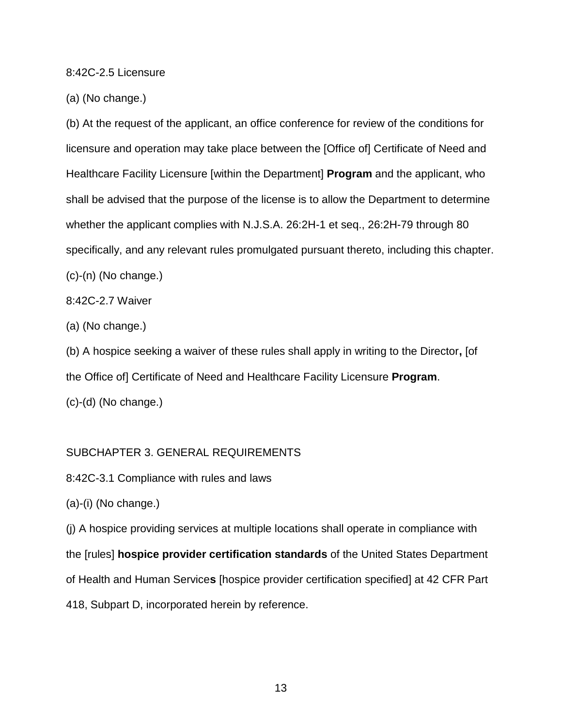8:42C-2.5 Licensure

(a) (No change.)

(b) At the request of the applicant, an office conference for review of the conditions for licensure and operation may take place between the [Office of] Certificate of Need and Healthcare Facility Licensure [within the Department] **Program** and the applicant, who shall be advised that the purpose of the license is to allow the Department to determine whether the applicant complies with N.J.S.A. 26:2H-1 et seq., 26:2H-79 through 80 specifically, and any relevant rules promulgated pursuant thereto, including this chapter.

(c)-(n) (No change.)

8:42C-2.7 Waiver

(a) (No change.)

(b) A hospice seeking a waiver of these rules shall apply in writing to the Director**,** [of the Office of] Certificate of Need and Healthcare Facility Licensure **Program**.

(c)-(d) (No change.)

SUBCHAPTER 3. GENERAL REQUIREMENTS

8:42C-3.1 Compliance with rules and laws

(a)-(i) (No change.)

(j) A hospice providing services at multiple locations shall operate in compliance with the [rules] **hospice provider certification standards** of the United States Department of Health and Human Service**s** [hospice provider certification specified] at 42 CFR Part 418, Subpart D, incorporated herein by reference.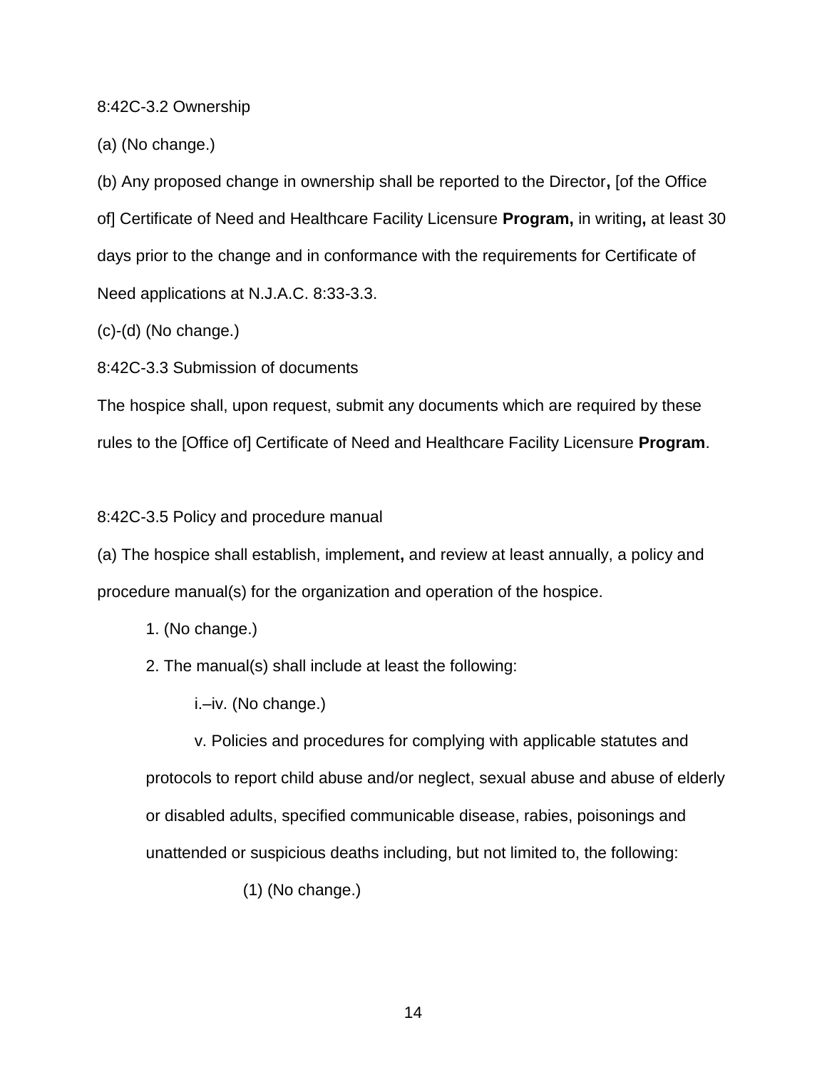8:42C-3.2 Ownership

(a) (No change.)

(b) Any proposed change in ownership shall be reported to the Director**,** [of the Office of] Certificate of Need and Healthcare Facility Licensure **Program,** in writing**,** at least 30 days prior to the change and in conformance with the requirements for Certificate of Need applications at N.J.A.C. 8:33-3.3.

(c)-(d) (No change.)

8:42C-3.3 Submission of documents

The hospice shall, upon request, submit any documents which are required by these rules to the [Office of] Certificate of Need and Healthcare Facility Licensure **Program**.

8:42C-3.5 Policy and procedure manual

(a) The hospice shall establish, implement**,** and review at least annually, a policy and procedure manual(s) for the organization and operation of the hospice.

1. (No change.)

2. The manual(s) shall include at least the following:

    i.–iv. (No change.)

    v. Policies and procedures for complying with applicable statutes and protocols to report child abuse and/or neglect, sexual abuse and abuse of elderly or disabled adults, specified communicable disease, rabies, poisonings and unattended or suspicious deaths including, but not limited to, the following:

        (1) (No change.)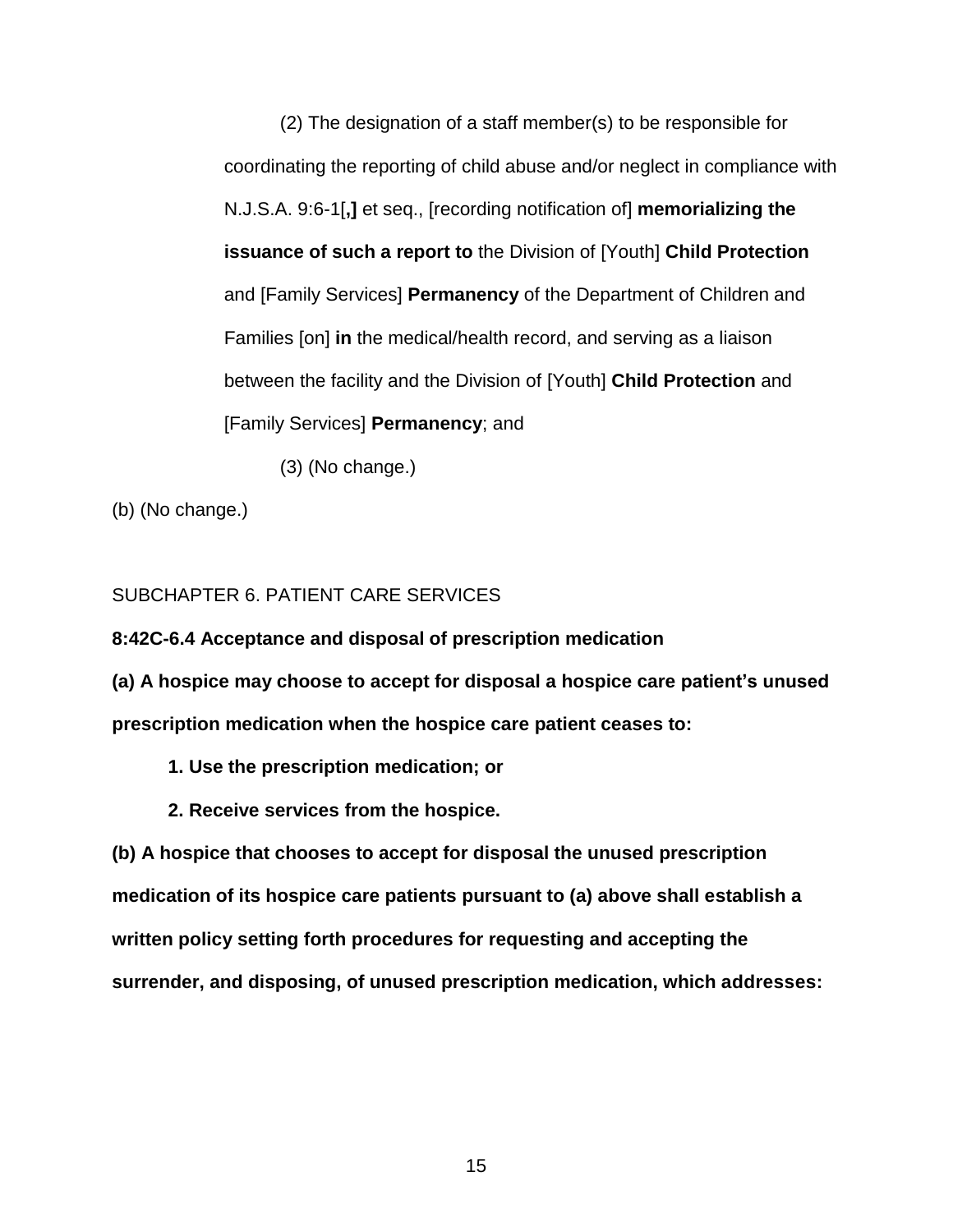(2) The designation of a staff member(s) to be responsible for coordinating the reporting of child abuse and/or neglect in compliance with N.J.S.A. 9:6-1[**,**] et seq., [recording notification of] **memorializing the issuance of such a report to** the Division of [Youth] **Child Protection** and [Family Services] **Permanency** of the Department of Children and Families [on] **in** the medical/health record, and serving as a liaison between the facility and the Division of [Youth] **Child Protection** and [Family Services] **Permanency**; and

(3) (No change.)

(b) (No change.)

SUBCHAPTER 6. PATIENT CARE SERVICES

**8:42C-6.4 Acceptance and disposal of prescription medication**

**(a) A hospice may choose to accept for disposal a hospice care patient's unused prescription medication when the hospice care patient ceases to:**

**1. Use the prescription medication; or**

**2. Receive services from the hospice.**

**(b) A hospice that chooses to accept for disposal the unused prescription medication of its hospice care patients pursuant to (a) above shall establish a written policy setting forth procedures for requesting and accepting the surrender, and disposing, of unused prescription medication, which addresses:**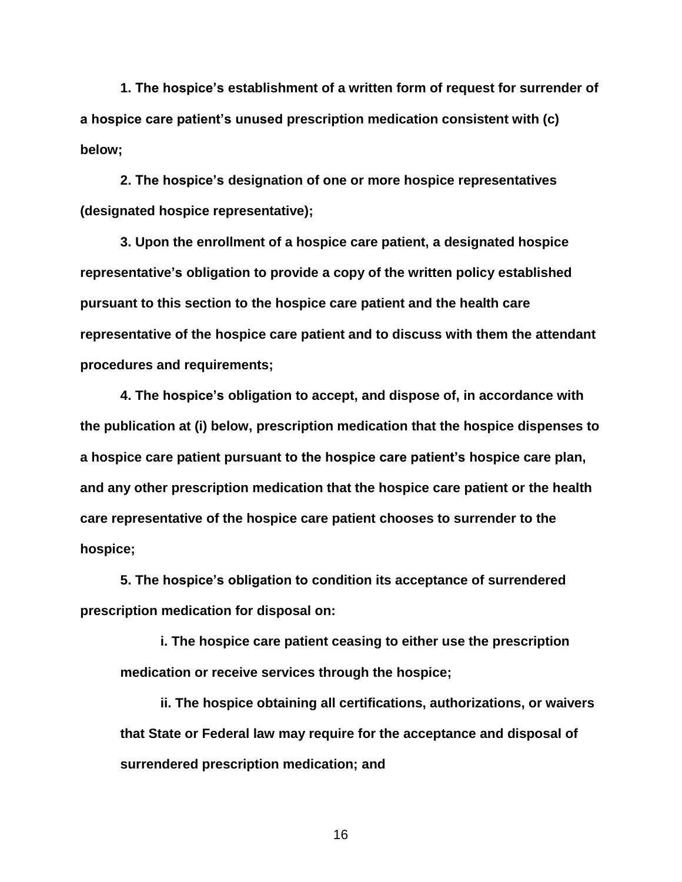**1. The hospice's establishment of a written form of request for surrender of a hospice care patient's unused prescription medication consistent with (c) below;**

**2. The hospice's designation of one or more hospice representatives (designated hospice representative);**

**3. Upon the enrollment of a hospice care patient, a designated hospice representative's obligation to provide a copy of the written policy established pursuant to this section to the hospice care patient and the health care representative of the hospice care patient and to discuss with them the attendant procedures and requirements;**

**4. The hospice's obligation to accept, and dispose of, in accordance with the publication at (i) below, prescription medication that the hospice dispenses to a hospice care patient pursuant to the hospice care patient's hospice care plan, and any other prescription medication that the hospice care patient or the health care representative of the hospice care patient chooses to surrender to the hospice;**

**5. The hospice's obligation to condition its acceptance of surrendered prescription medication for disposal on:**

> **i. The hospice care patient ceasing to either use the prescription medication or receive services through the hospice;**
>
> **ii. The hospice obtaining all certifications, authorizations, or waivers that State or Federal law may require for the acceptance and disposal of surrendered prescription medication; and**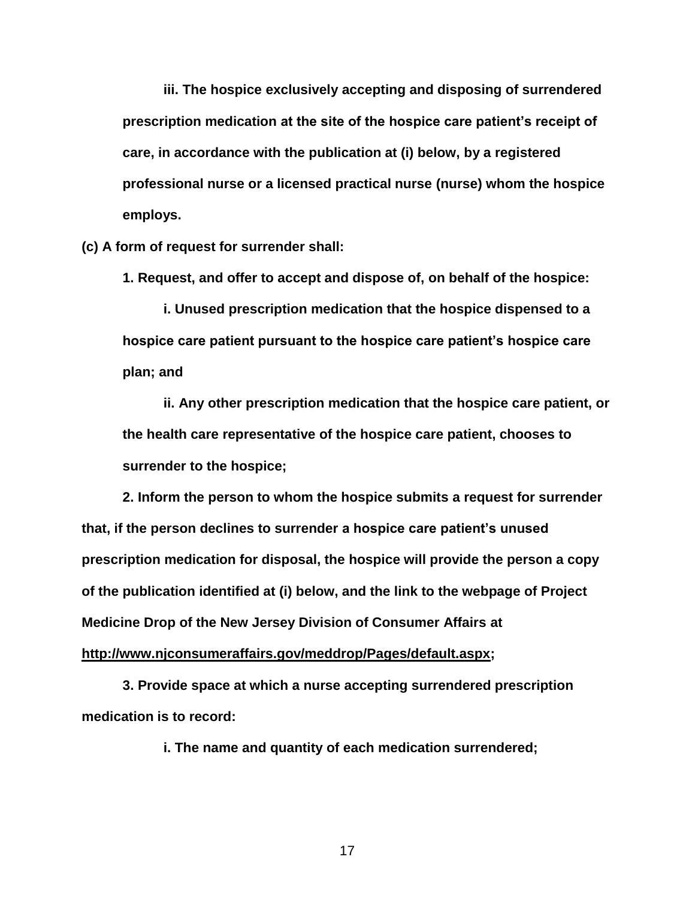**iii. The hospice exclusively accepting and disposing of surrendered prescription medication at the site of the hospice care patient's receipt of care, in accordance with the publication at (i) below, by a registered professional nurse or a licensed practical nurse (nurse) whom the hospice employs.**

**(c) A form of request for surrender shall:**

**1. Request, and offer to accept and dispose of, on behalf of the hospice:**

**i. Unused prescription medication that the hospice dispensed to a hospice care patient pursuant to the hospice care patient's hospice care plan; and**

**ii. Any other prescription medication that the hospice care patient, or the health care representative of the hospice care patient, chooses to surrender to the hospice;**

**2. Inform the person to whom the hospice submits a request for surrender that, if the person declines to surrender a hospice care patient's unused prescription medication for disposal, the hospice will provide the person a copy of the publication identified at (i) below, and the link to the webpage of Project Medicine Drop of the New Jersey Division of Consumer Affairs at <u>http://www.njconsumeraffairs.gov/meddrop/Pages/default.aspx</u>;**

**3. Provide space at which a nurse accepting surrendered prescription medication is to record:**

**i. The name and quantity of each medication surrendered;**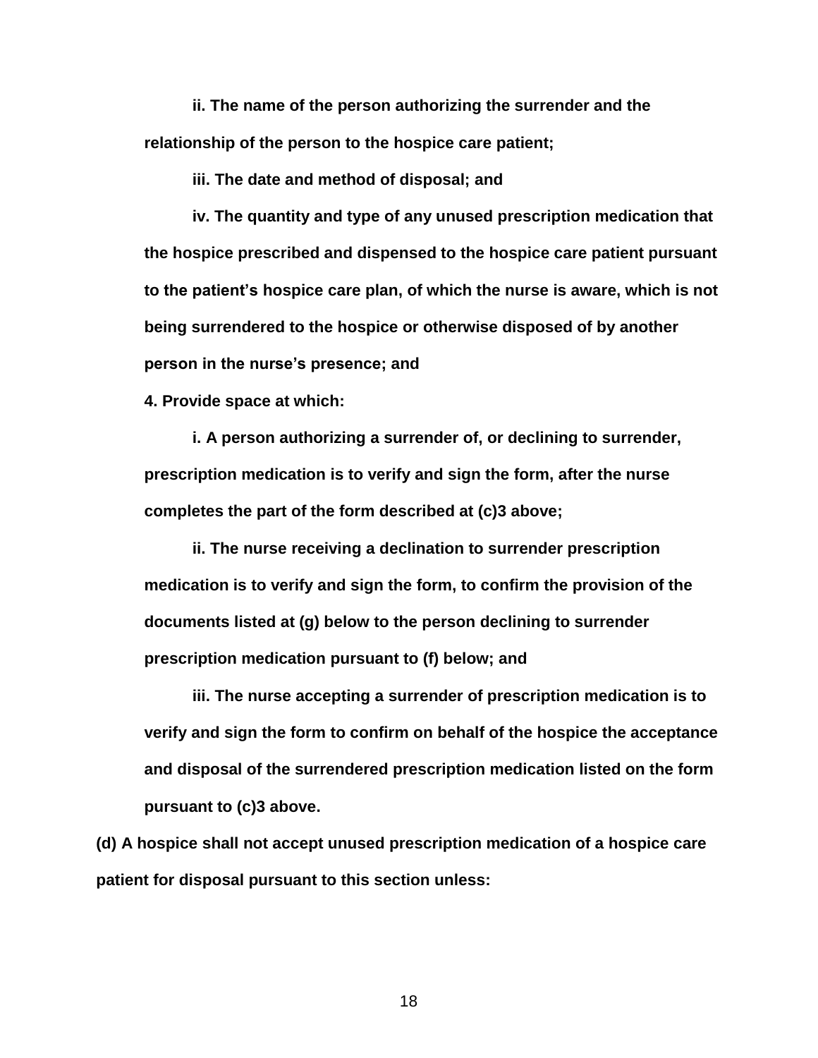**ii. The name of the person authorizing the surrender and the relationship of the person to the hospice care patient;**

**iii. The date and method of disposal; and**

**iv. The quantity and type of any unused prescription medication that the hospice prescribed and dispensed to the hospice care patient pursuant to the patient's hospice care plan, of which the nurse is aware, which is not being surrendered to the hospice or otherwise disposed of by another person in the nurse's presence; and**

**4. Provide space at which:**

**i. A person authorizing a surrender of, or declining to surrender, prescription medication is to verify and sign the form, after the nurse completes the part of the form described at (c)3 above;**

**ii. The nurse receiving a declination to surrender prescription medication is to verify and sign the form, to confirm the provision of the documents listed at (g) below to the person declining to surrender prescription medication pursuant to (f) below; and**

**iii. The nurse accepting a surrender of prescription medication is to verify and sign the form to confirm on behalf of the hospice the acceptance and disposal of the surrendered prescription medication listed on the form pursuant to (c)3 above.**

**(d) A hospice shall not accept unused prescription medication of a hospice care patient for disposal pursuant to this section unless:**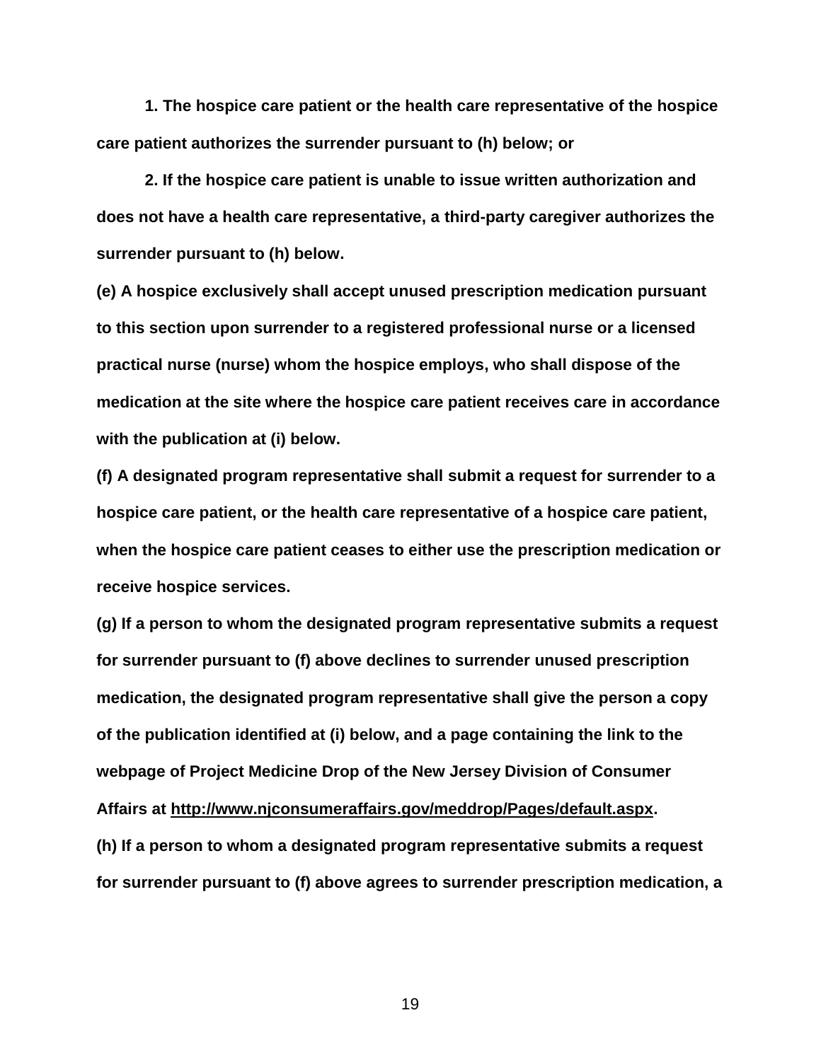**1. The hospice care patient or the health care representative of the hospice care patient authorizes the surrender pursuant to (h) below; or**

**2. If the hospice care patient is unable to issue written authorization and does not have a health care representative, a third-party caregiver authorizes the surrender pursuant to (h) below.**

**(e) A hospice exclusively shall accept unused prescription medication pursuant to this section upon surrender to a registered professional nurse or a licensed practical nurse (nurse) whom the hospice employs, who shall dispose of the medication at the site where the hospice care patient receives care in accordance with the publication at (i) below.**

**(f) A designated program representative shall submit a request for surrender to a hospice care patient, or the health care representative of a hospice care patient, when the hospice care patient ceases to either use the prescription medication or receive hospice services.**

**(g) If a person to whom the designated program representative submits a request for surrender pursuant to (f) above declines to surrender unused prescription medication, the designated program representative shall give the person a copy of the publication identified at (i) below, and a page containing the link to the webpage of Project Medicine Drop of the New Jersey Division of Consumer Affairs at http://www.njconsumeraffairs.gov/meddrop/Pages/default.aspx.**

**(h) If a person to whom a designated program representative submits a request for surrender pursuant to (f) above agrees to surrender prescription medication, a**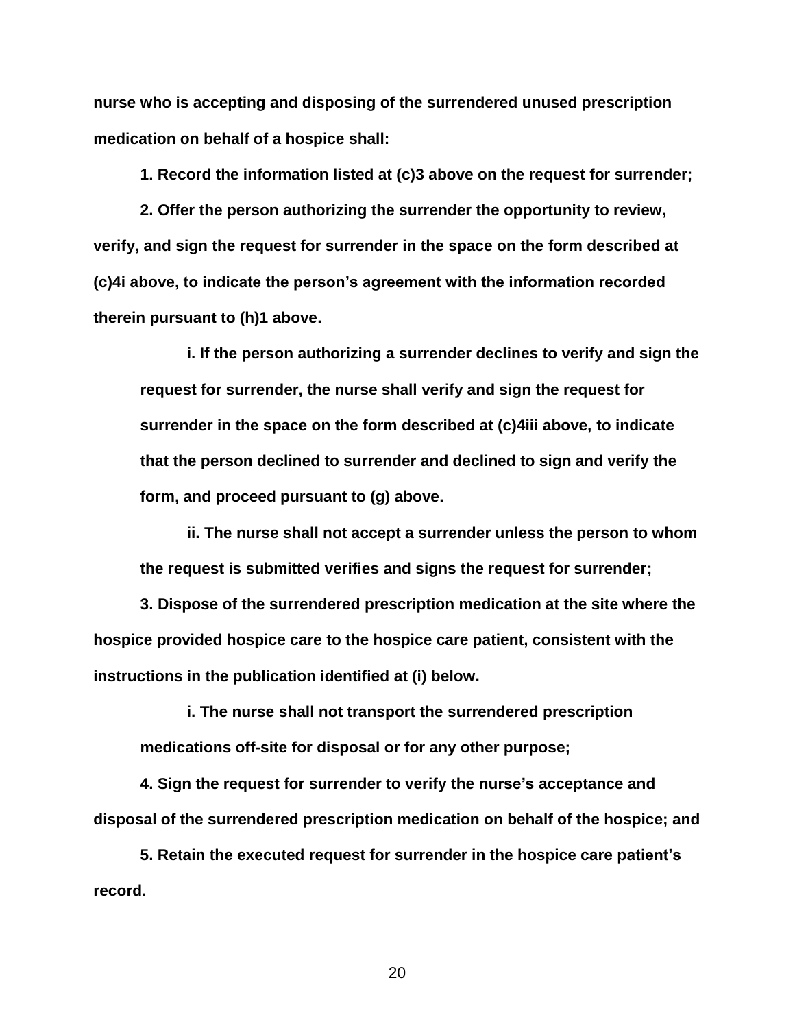**nurse who is accepting and disposing of the surrendered unused prescription medication on behalf of a hospice shall:**

**1. Record the information listed at (c)3 above on the request for surrender;**

**2. Offer the person authorizing the surrender the opportunity to review, verify, and sign the request for surrender in the space on the form described at (c)4i above, to indicate the person's agreement with the information recorded therein pursuant to (h)1 above.**

> **i. If the person authorizing a surrender declines to verify and sign the request for surrender, the nurse shall verify and sign the request for surrender in the space on the form described at (c)4iii above, to indicate that the person declined to surrender and declined to sign and verify the form, and proceed pursuant to (g) above.**
>
> **ii. The nurse shall not accept a surrender unless the person to whom the request is submitted verifies and signs the request for surrender;**

**3. Dispose of the surrendered prescription medication at the site where the hospice provided hospice care to the hospice care patient, consistent with the instructions in the publication identified at (i) below.**

> **i. The nurse shall not transport the surrendered prescription medications off-site for disposal or for any other purpose;**

**4. Sign the request for surrender to verify the nurse's acceptance and disposal of the surrendered prescription medication on behalf of the hospice; and**

**5. Retain the executed request for surrender in the hospice care patient's record.**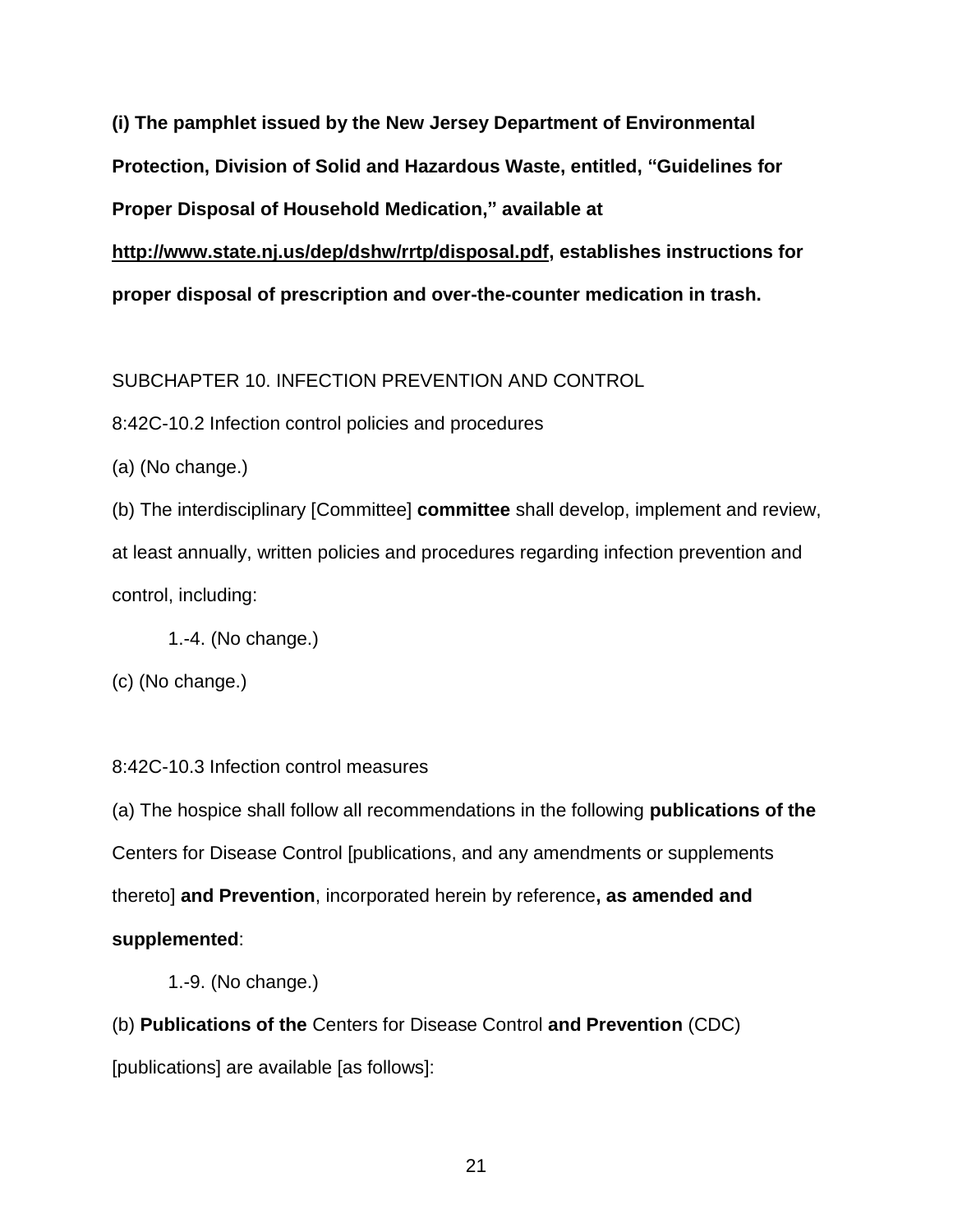**(i) The pamphlet issued by the New Jersey Department of Environmental Protection, Division of Solid and Hazardous Waste, entitled, "Guidelines for Proper Disposal of Household Medication," available at http://www.state.nj.us/dep/dshw/rrtp/disposal.pdf, establishes instructions for proper disposal of prescription and over-the-counter medication in trash.**

SUBCHAPTER 10. INFECTION PREVENTION AND CONTROL

8:42C-10.2 Infection control policies and procedures

(a) (No change.)

(b) The interdisciplinary [Committee] **committee** shall develop, implement and review, at least annually, written policies and procedures regarding infection prevention and control, including:

1.-4. (No change.)

(c) (No change.)

8:42C-10.3 Infection control measures

(a) The hospice shall follow all recommendations in the following **publications of the** Centers for Disease Control [publications, and any amendments or supplements thereto] **and Prevention**, incorporated herein by reference**, as amended and supplemented**:

1.-9. (No change.)

(b) **Publications of the** Centers for Disease Control **and Prevention** (CDC) [publications] are available [as follows]: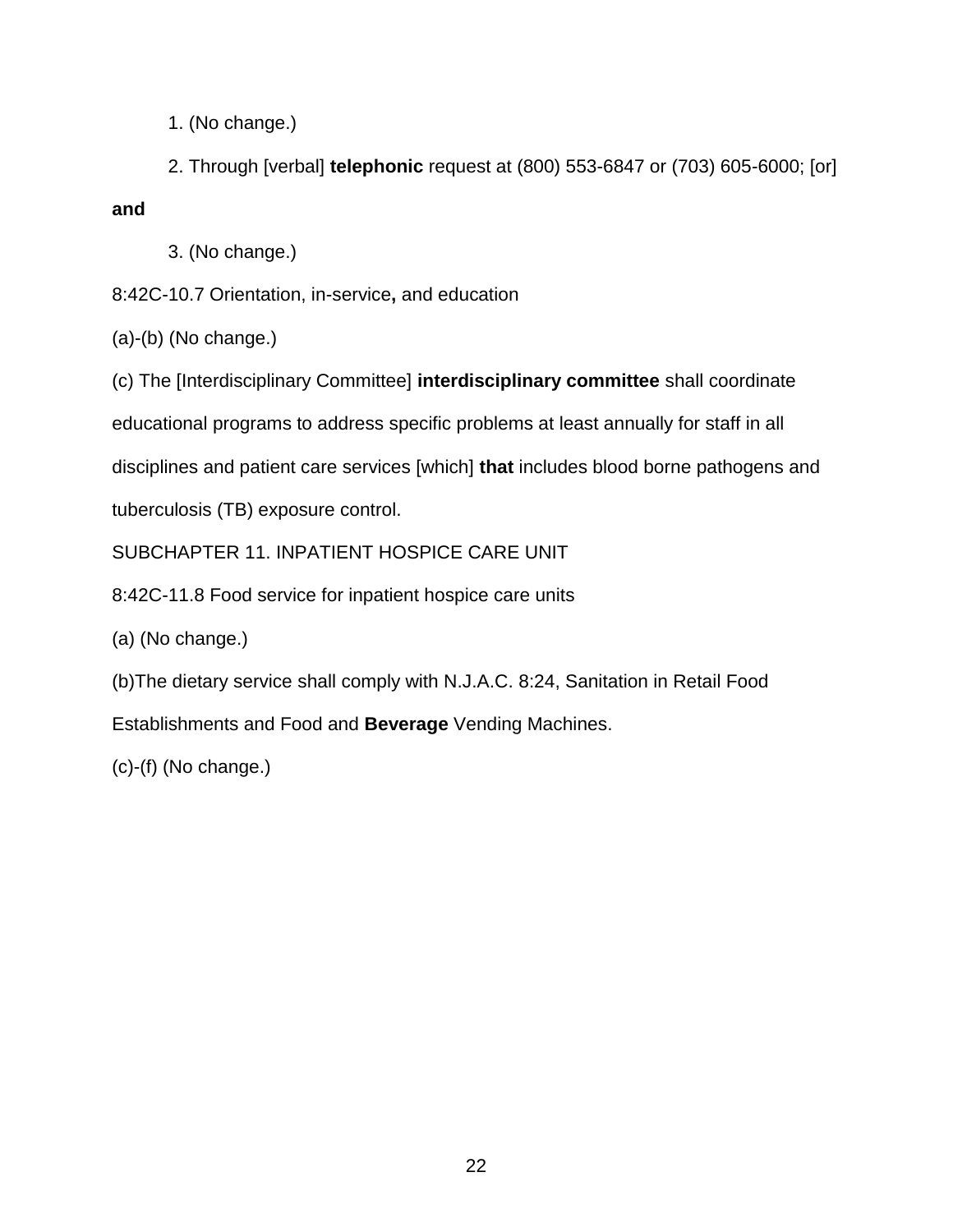1. (No change.)

2. Through [verbal] **telephonic** request at (800) 553-6847 or (703) 605-6000; [or] **and**

3. (No change.)

8:42C-10.7 Orientation, in-service**,** and education

(a)-(b) (No change.)

(c) The [Interdisciplinary Committee] **interdisciplinary committee** shall coordinate educational programs to address specific problems at least annually for staff in all disciplines and patient care services [which] **that** includes blood borne pathogens and tuberculosis (TB) exposure control.

SUBCHAPTER 11. INPATIENT HOSPICE CARE UNIT

8:42C-11.8 Food service for inpatient hospice care units

(a) (No change.)

(b)The dietary service shall comply with N.J.A.C. 8:24, Sanitation in Retail Food Establishments and Food and **Beverage** Vending Machines.

(c)-(f) (No change.)